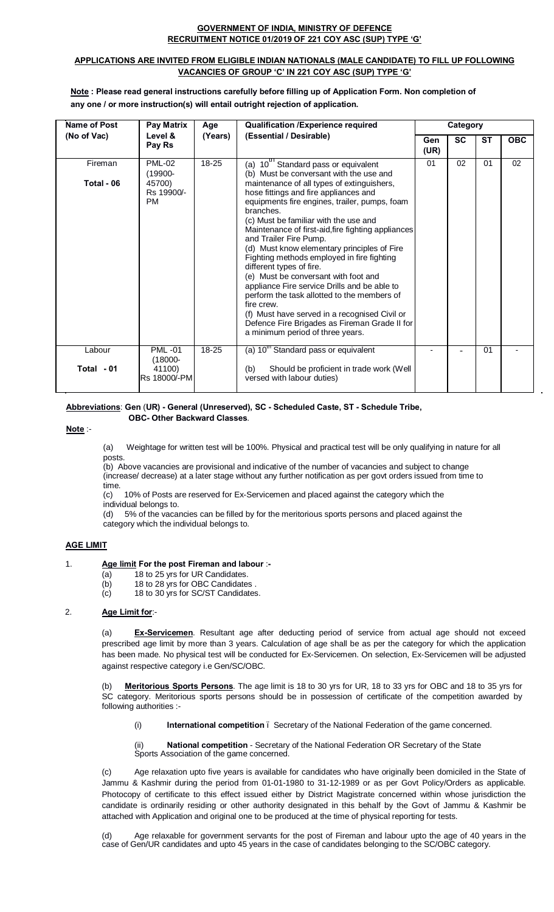**GOVERNMENT OF INDIA, MINISTRY OF DEFENCE**
**RECRUITMENT NOTICE 01/2019 OF 221 COY ASC (SUP) TYPE 'G'**

**APPLICATIONS ARE INVITED FROM ELIGIBLE INDIAN NATIONALS (MALE CANDIDATE) TO FILL UP FOLLOWING VACANCIES OF GROUP 'C' IN 221 COY ASC (SUP) TYPE 'G'**

**Note : Please read general instructions carefully before filling up of Application Form. Non completion of any one / or more instruction(s) will entail outright rejection of application.**

| Name of Post (No of Vac) | Pay Matrix Level & Pay Rs | Age (Years) | Qualification /Experience required (Essential / Desirable) | Category | | | |
|---|---|---|---|---|---|---|---|
| | | | | Gen (UR) | SC | ST | OBC |
| Fireman<br>Total - 06 | PML-02 (19900-45700) Rs 19900/- PM | 18-25 | (a) 10th Standard pass or equivalent<br>(b) Must be conversant with the use and maintenance of all types of extinguishers, hose fittings and fire appliances and equipments fire engines, trailer, pumps, foam branches.<br>(c) Must be familiar with the use and Maintenance of first-aid,fire fighting appliances and Trailer Fire Pump.<br>(d) Must know elementary principles of Fire Fighting methods employed in fire fighting different types of fire.<br>(e) Must be conversant with foot and appliance Fire service Drills and be able to perform the task allotted to the members of fire crew.<br>(f) Must have served in a recognised Civil or Defence Fire Brigades as Fireman Grade II for a minimum period of three years. | 01 | 02 | 01 | 02 |
| Labour<br>Total - 01 | PML -01 (18000-41100) Rs 18000/-PM | 18-25 | (a) 10th Standard pass or equivalent<br>(b) Should be proficient in trade work (Well versed with labour duties) | - | - | 01 | - |

**Abbreviations**: **Gen (UR) - General (Unreserved), SC - Scheduled Caste, ST - Schedule Tribe, OBC- Other Backward Classes**.

**Note** :-

(a) Weightage for written test will be 100%. Physical and practical test will be only qualifying in nature for all posts.

(b) Above vacancies are provisional and indicative of the number of vacancies and subject to change (increase/ decrease) at a later stage without any further notification as per govt orders issued from time to time.

(c) 10% of Posts are reserved for Ex-Servicemen and placed against the category which the individual belongs to.

(d) 5% of the vacancies can be filled by for the meritorious sports persons and placed against the category which the individual belongs to.

## AGE LIMIT

1. **Age limit For the post Fireman and labour :-**
   (a) 18 to 25 yrs for UR Candidates.
   (b) 18 to 28 yrs for OBC Candidates .
   (c) 18 to 30 yrs for SC/ST Candidates.

2. **Age Limit for**:-

(a) **Ex-Servicemen**. Resultant age after deducting period of service from actual age should not exceed prescribed age limit by more than 3 years. Calculation of age shall be as per the category for which the application has been made. No physical test will be conducted for Ex-Servicemen. On selection, Ex-Servicemen will be adjusted against respective category i.e Gen/SC/OBC.

(b) **Meritorious Sports Persons**. The age limit is 18 to 30 yrs for UR, 18 to 33 yrs for OBC and 18 to 35 yrs for SC category. Meritorious sports persons should be in possession of certificate of the competition awarded by following authorities :-

(i) **International competition** – Secretary of the National Federation of the game concerned.

(ii) **National competition** - Secretary of the National Federation OR Secretary of the State Sports Association of the game concerned.

(c) Age relaxation upto five years is available for candidates who have originally been domiciled in the State of Jammu & Kashmir during the period from 01-01-1980 to 31-12-1989 or as per Govt Policy/Orders as applicable. Photocopy of certificate to this effect issued either by District Magistrate concerned within whose jurisdiction the candidate is ordinarily residing or other authority designated in this behalf by the Govt of Jammu & Kashmir be attached with Application and original one to be produced at the time of physical reporting for tests.

(d) Age relaxable for government servants for the post of Fireman and labour upto the age of 40 years in the case of Gen/UR candidates and upto 45 years in the case of candidates belonging to the SC/OBC category.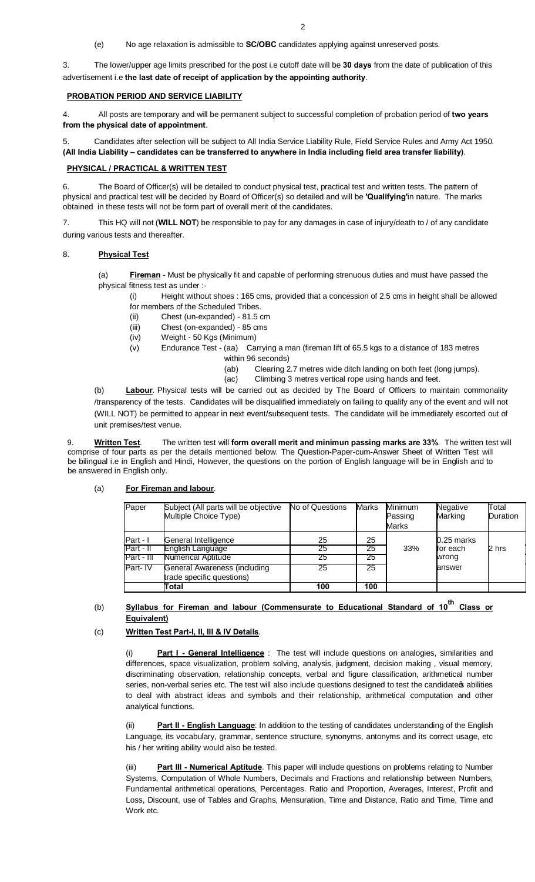(e) No age relaxation is admissible to **SC/OBC** candidates applying against unreserved posts.

3. The lower/upper age limits prescribed for the post i.e cutoff date will be **30 days** from the date of publication of this advertisement i.e **the last date of receipt of application by the appointing authority**.

**PROBATION PERIOD AND SERVICE LIABILITY**

4. All posts are temporary and will be permanent subject to successful completion of probation period of **two years from the physical date of appointment**.

5. Candidates after selection will be subject to All India Service Liability Rule, Field Service Rules and Army Act 1950. **(All India Liability – candidates can be transferred to anywhere in India including field area transfer liability)**.

**PHYSICAL / PRACTICAL & WRITTEN TEST**

6. The Board of Officer(s) will be detailed to conduct physical test, practical test and written tests. The pattern of physical and practical test will be decided by Board of Officer(s) so detailed and will be **'Qualifying'**in nature. The marks obtained in these tests will not be form part of overall merit of the candidates.

7. This HQ will not (**WILL NOT**) be responsible to pay for any damages in case of injury/death to / of any candidate during various tests and thereafter.

8. **Physical Test**

(a) **Fireman** - Must be physically fit and capable of performing strenuous duties and must have passed the physical fitness test as under :-

(i) Height without shoes : 165 cms, provided that a concession of 2.5 cms in height shall be allowed for members of the Scheduled Tribes.

(ii) Chest (un-expanded) - 81.5 cm

(iii) Chest (on-expanded) - 85 cms

(iv) Weight - 50 Kgs (Minimum)

(v) Endurance Test - (aa) Carrying a man (fireman lift of 65.5 kgs to a distance of 183 metres within 96 seconds)

(ab) Clearing 2.7 metres wide ditch landing on both feet (long jumps).

(ac) Climbing 3 metres vertical rope using hands and feet.

(b) **Labour**. Physical tests will be carried out as decided by The Board of Officers to maintain commonality /transparency of the tests. Candidates will be disqualified immediately on failing to qualify any of the event and will not (WILL NOT) be permitted to appear in next event/subsequent tests. The candidate will be immediately escorted out of unit premises/test venue.

9. **Written Test**. The written test will **form overall merit and minimun passing marks are 33%**. The written test will comprise of four parts as per the details mentioned below. The Question-Paper-cum-Answer Sheet of Written Test will be bilingual i.e in English and Hindi, However, the questions on the portion of English language will be in English and to be answered in English only.

(a) **For Fireman and labour**.

| Paper | Subject (All parts will be objective Multiple Choice Type) | No of Questions | Marks | Minimum Passing Marks | Negative Marking | Total Duration |
|---|---|---|---|---|---|---|
| Part - I | General Intelligence | 25 | 25 | 33% | 0.25 marks for each wrong answer | 2 hrs |
| Part - II | English Language | 25 | 25 | | | |
| Part - III | Numerical Aptitude | 25 | 25 | | | |
| Part- IV | General Awareness (including trade specific questions) | 25 | 25 | | | |
| | **Total** | **100** | **100** | | | |

(b) **Syllabus for Fireman and labour (Commensurate to Educational Standard of 10th Class or Equivalent)**

(c) **Written Test Part-I, II, III & IV Details**.

(i) **Part I - General Intelligence** : The test will include questions on analogies, similarities and differences, space visualization, problem solving, analysis, judgment, decision making , visual memory, discriminating observation, relationship concepts, verbal and figure classification, arithmetical number series, non-verbal series etc. The test will also include questions designed to test the candidate's abilities to deal with abstract ideas and symbols and their relationship, arithmetical computation and other analytical functions.

(ii) **Part II - English Language**: In addition to the testing of candidates understanding of the English Language, its vocabulary, grammar, sentence structure, synonyms, antonyms and its correct usage, etc his / her writing ability would also be tested.

(iii) **Part III - Numerical Aptitude**. This paper will include questions on problems relating to Number Systems, Computation of Whole Numbers, Decimals and Fractions and relationship between Numbers, Fundamental arithmetical operations, Percentages. Ratio and Proportion, Averages, Interest, Profit and Loss, Discount, use of Tables and Graphs, Mensuration, Time and Distance, Ratio and Time, Time and Work etc.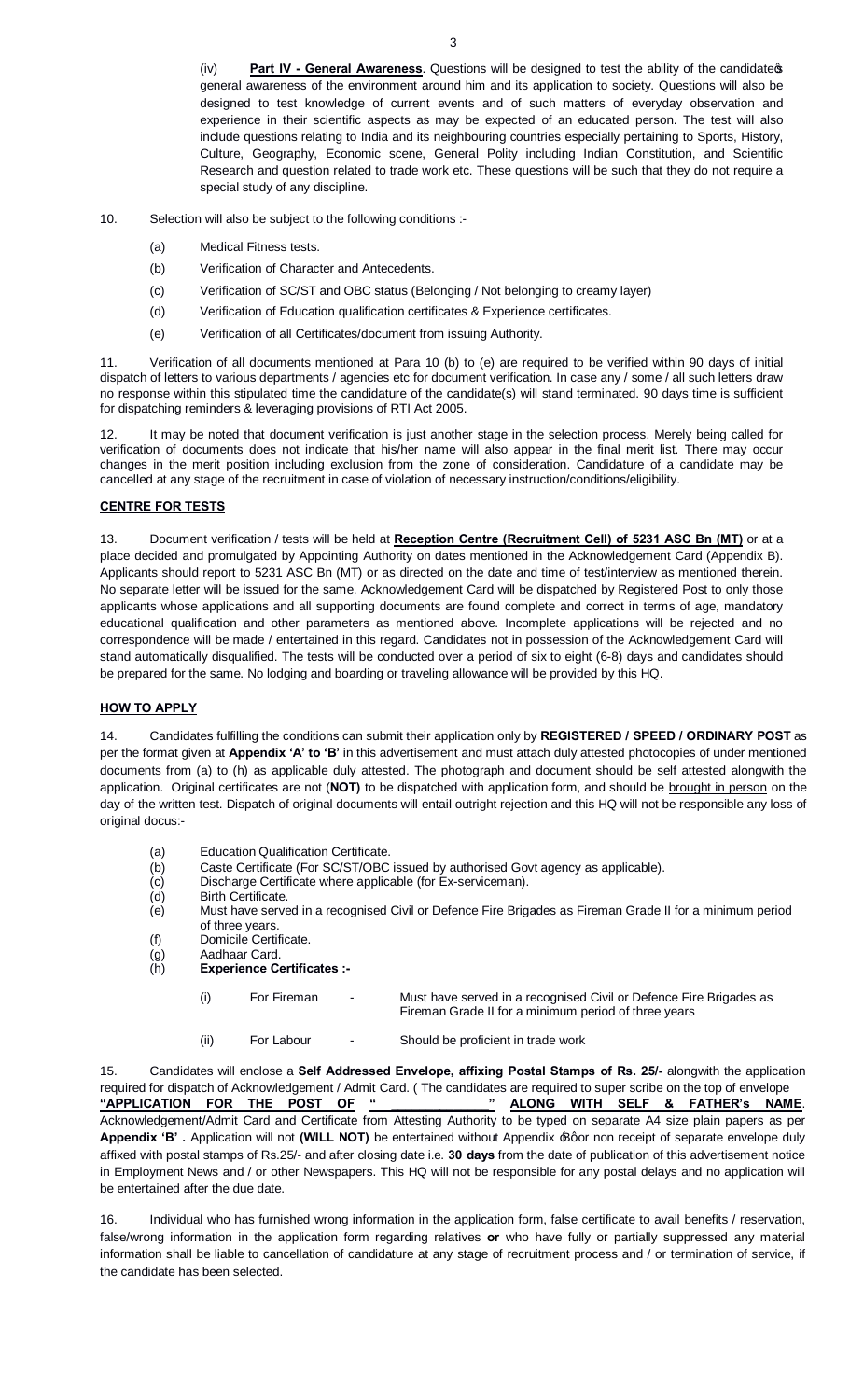(iv) **Part IV - General Awareness**. Questions will be designed to test the ability of the candidate's general awareness of the environment around him and its application to society. Questions will also be designed to test knowledge of current events and of such matters of everyday observation and experience in their scientific aspects as may be expected of an educated person. The test will also include questions relating to India and its neighbouring countries especially pertaining to Sports, History, Culture, Geography, Economic scene, General Polity including Indian Constitution, and Scientific Research and question related to trade work etc. These questions will be such that they do not require a special study of any discipline.

10. Selection will also be subject to the following conditions :-

(a) Medical Fitness tests.

(b) Verification of Character and Antecedents.

(c) Verification of SC/ST and OBC status (Belonging / Not belonging to creamy layer)

(d) Verification of Education qualification certificates & Experience certificates.

(e) Verification of all Certificates/document from issuing Authority.

11. Verification of all documents mentioned at Para 10 (b) to (e) are required to be verified within 90 days of initial dispatch of letters to various departments / agencies etc for document verification. In case any / some / all such letters draw no response within this stipulated time the candidature of the candidate(s) will stand terminated. 90 days time is sufficient for dispatching reminders & leveraging provisions of RTI Act 2005.

12. It may be noted that document verification is just another stage in the selection process. Merely being called for verification of documents does not indicate that his/her name will also appear in the final merit list. There may occur changes in the merit position including exclusion from the zone of consideration. Candidature of a candidate may be cancelled at any stage of the recruitment in case of violation of necessary instruction/conditions/eligibility.

**CENTRE FOR TESTS**

13. Document verification / tests will be held at **Reception Centre (Recruitment Cell) of 5231 ASC Bn (MT)** or at a place decided and promulgated by Appointing Authority on dates mentioned in the Acknowledgement Card (Appendix B). Applicants should report to 5231 ASC Bn (MT) or as directed on the date and time of test/interview as mentioned therein. No separate letter will be issued for the same. Acknowledgement Card will be dispatched by Registered Post to only those applicants whose applications and all supporting documents are found complete and correct in terms of age, mandatory educational qualification and other parameters as mentioned above. Incomplete applications will be rejected and no correspondence will be made / entertained in this regard. Candidates not in possession of the Acknowledgement Card will stand automatically disqualified. The tests will be conducted over a period of six to eight (6-8) days and candidates should be prepared for the same. No lodging and boarding or traveling allowance will be provided by this HQ.

**HOW TO APPLY**

14. Candidates fulfilling the conditions can submit their application only by **REGISTERED / SPEED / ORDINARY POST** as per the format given at **Appendix 'A' to 'B'** in this advertisement and must attach duly attested photocopies of under mentioned documents from (a) to (h) as applicable duly attested. The photograph and document should be self attested alongwith the application. Original certificates are not (**NOT**) to be dispatched with application form, and should be brought in person on the day of the written test. Dispatch of original documents will entail outright rejection and this HQ will not be responsible any loss of original docus:-

(a) Education Qualification Certificate.
(b) Caste Certificate (For SC/ST/OBC issued by authorised Govt agency as applicable).
(c) Discharge Certificate where applicable (for Ex-serviceman).
(d) Birth Certificate.
(e) Must have served in a recognised Civil or Defence Fire Brigades as Fireman Grade II for a minimum period of three years.
(f) Domicile Certificate.
(g) Aadhaar Card.
(h) **Experience Certificates :-**

(i) For Fireman - Must have served in a recognised Civil or Defence Fire Brigades as Fireman Grade II for a minimum period of three years

(ii) For Labour - Should be proficient in trade work

15. Candidates will enclose a **Self Addressed Envelope, affixing Postal Stamps of Rs. 25/-** alongwith the application required for dispatch of Acknowledgement / Admit Card. ( The candidates are required to super scribe on the top of envelope **"APPLICATION FOR THE POST OF "\_\_\_\_\_\_\_\_\_\_\_\_\_\_" ALONG WITH SELF & FATHER's NAME**. Acknowledgement/Admit Card and Certificate from Attesting Authority to be typed on separate A4 size plain papers as per **Appendix 'B'** . Application will not **(WILL NOT)** be entertained without Appendix 'B' or non receipt of separate envelope duly affixed with postal stamps of Rs.25/- and after closing date i.e. **30 days** from the date of publication of this advertisement notice in Employment News and / or other Newspapers. This HQ will not be responsible for any postal delays and no application will be entertained after the due date.

16. Individual who has furnished wrong information in the application form, false certificate to avail benefits / reservation, false/wrong information in the application form regarding relatives **or** who have fully or partially suppressed any material information shall be liable to cancellation of candidature at any stage of recruitment process and / or termination of service, if the candidate has been selected.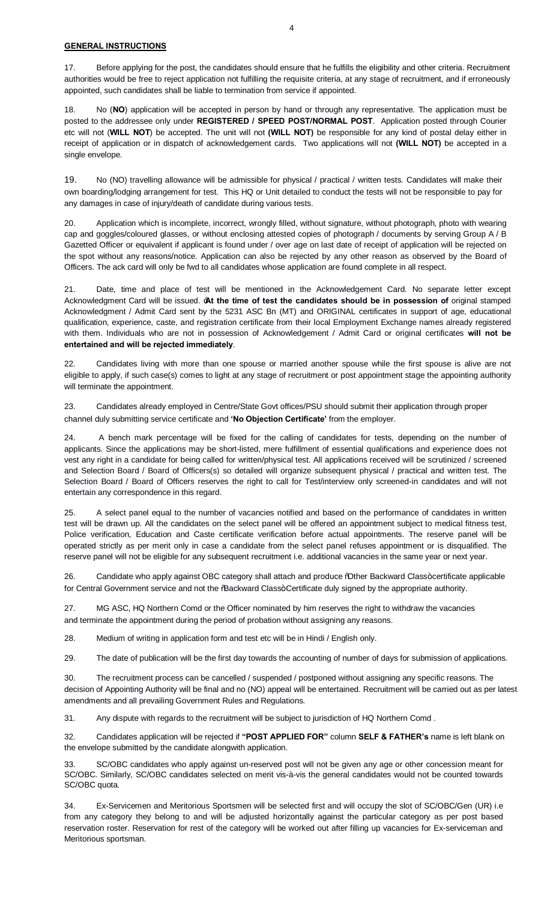**GENERAL INSTRUCTIONS**

17. Before applying for the post, the candidates should ensure that he fulfills the eligibility and other criteria. Recruitment authorities would be free to reject application not fulfilling the requisite criteria, at any stage of recruitment, and if erroneously appointed, such candidates shall be liable to termination from service if appointed.

18. No (**NO**) application will be accepted in person by hand or through any representative. The application must be posted to the addressee only under **REGISTERED / SPEED POST/NORMAL POST**. Application posted through Courier etc will not (**WILL NOT**) be accepted. The unit will not **(WILL NOT)** be responsible for any kind of postal delay either in receipt of application or in dispatch of acknowledgement cards. Two applications will not **(WILL NOT)** be accepted in a single envelope.

19. No (NO) travelling allowance will be admissible for physical / practical / written tests. Candidates will make their own boarding/lodging arrangement for test. This HQ or Unit detailed to conduct the tests will not be responsible to pay for any damages in case of injury/death of candidate during various tests.

20. Application which is incomplete, incorrect, wrongly filled, without signature, without photograph, photo with wearing cap and goggles/coloured glasses, or without enclosing attested copies of photograph / documents by serving Group A / B Gazetted Officer or equivalent if applicant is found under / over age on last date of receipt of application will be rejected on the spot without any reasons/notice. Application can also be rejected by any other reason as observed by the Board of Officers. The ack card will only be fwd to all candidates whose application are found complete in all respect.

21. Date, time and place of test will be mentioned in the Acknowledgement Card. No separate letter except Acknowledgment Card will be issued. "**At the time of test the candidates should be in possession of** original stamped Acknowledgment / Admit Card sent by the 5231 ASC Bn (MT) and ORIGINAL certificates in support of age, educational qualification, experience, caste, and registration certificate from their local Employment Exchange names already registered with them. Individuals who are not in possession of Acknowledgement / Admit Card or original certificates **will not be entertained and will be rejected immediately**.

22. Candidates living with more than one spouse or married another spouse while the first spouse is alive are not eligible to apply, if such case(s) comes to light at any stage of recruitment or post appointment stage the appointing authority will terminate the appointment.

23. Candidates already employed in Centre/State Govt offices/PSU should submit their application through proper channel duly submitting service certificate and **'No Objection Certificate'** from the employer.

24. A bench mark percentage will be fixed for the calling of candidates for tests, depending on the number of applicants. Since the applications may be short-listed, mere fulfillment of essential qualifications and experience does not vest any right in a candidate for being called for written/physical test. All applications received will be scrutinized / screened and Selection Board / Board of Officers(s) so detailed will organize subsequent physical / practical and written test. The Selection Board / Board of Officers reserves the right to call for Test/interview only screened-in candidates and will not entertain any correspondence in this regard.

25. A select panel equal to the number of vacancies notified and based on the performance of candidates in written test will be drawn up. All the candidates on the select panel will be offered an appointment subject to medical fitness test, Police verification, Education and Caste certificate verification before actual appointments. The reserve panel will be operated strictly as per merit only in case a candidate from the select panel refuses appointment or is disqualified. The reserve panel will not be eligible for any subsequent recruitment i.e. additional vacancies in the same year or next year.

26. Candidate who apply against OBC category shall attach and produce "Other Backward Class" certificate applicable for Central Government service and not the "Backward Class" Certificate duly signed by the appropriate authority.

27. MG ASC, HQ Northern Comd or the Officer nominated by him reserves the right to withdraw the vacancies and terminate the appointment during the period of probation without assigning any reasons.

28. Medium of writing in application form and test etc will be in Hindi / English only.

29. The date of publication will be the first day towards the accounting of number of days for submission of applications.

30. The recruitment process can be cancelled / suspended / postponed without assigning any specific reasons. The decision of Appointing Authority will be final and no (NO) appeal will be entertained. Recruitment will be carried out as per latest amendments and all prevailing Government Rules and Regulations.

31. Any dispute with regards to the recruitment will be subject to jurisdiction of HQ Northern Comd .

32. Candidates application will be rejected if **"POST APPLIED FOR"** column **SELF & FATHER's** name is left blank on the envelope submitted by the candidate alongwith application.

33. SC/OBC candidates who apply against un-reserved post will not be given any age or other concession meant for SC/OBC. Similarly, SC/OBC candidates selected on merit vis-à-vis the general candidates would not be counted towards SC/OBC quota.

34. Ex-Servicemen and Meritorious Sportsmen will be selected first and will occupy the slot of SC/OBC/Gen (UR) i.e from any category they belong to and will be adjusted horizontally against the particular category as per post based reservation roster. Reservation for rest of the category will be worked out after filling up vacancies for Ex-serviceman and Meritorious sportsman.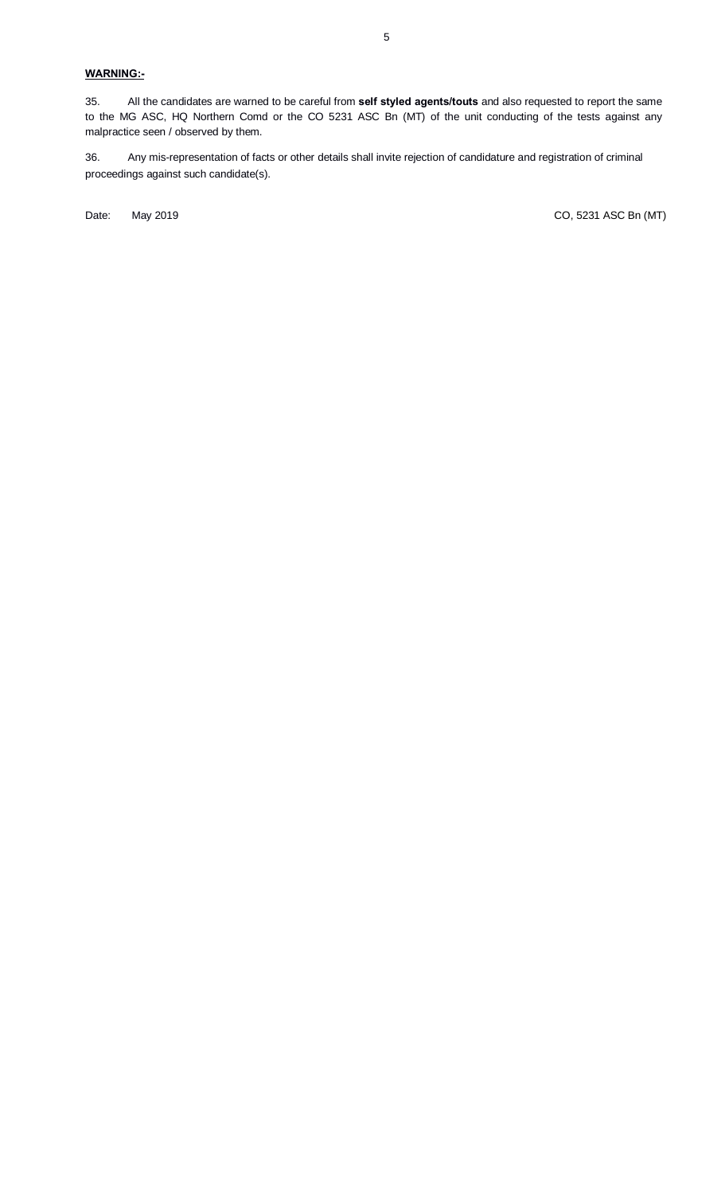**WARNING:-**

35. All the candidates are warned to be careful from **self styled agents/touts** and also requested to report the same to the MG ASC, HQ Northern Comd or the CO 5231 ASC Bn (MT) of the unit conducting of the tests against any malpractice seen / observed by them.

36. Any mis-representation of facts or other details shall invite rejection of candidature and registration of criminal proceedings against such candidate(s).

Date: May 2019 CO, 5231 ASC Bn (MT)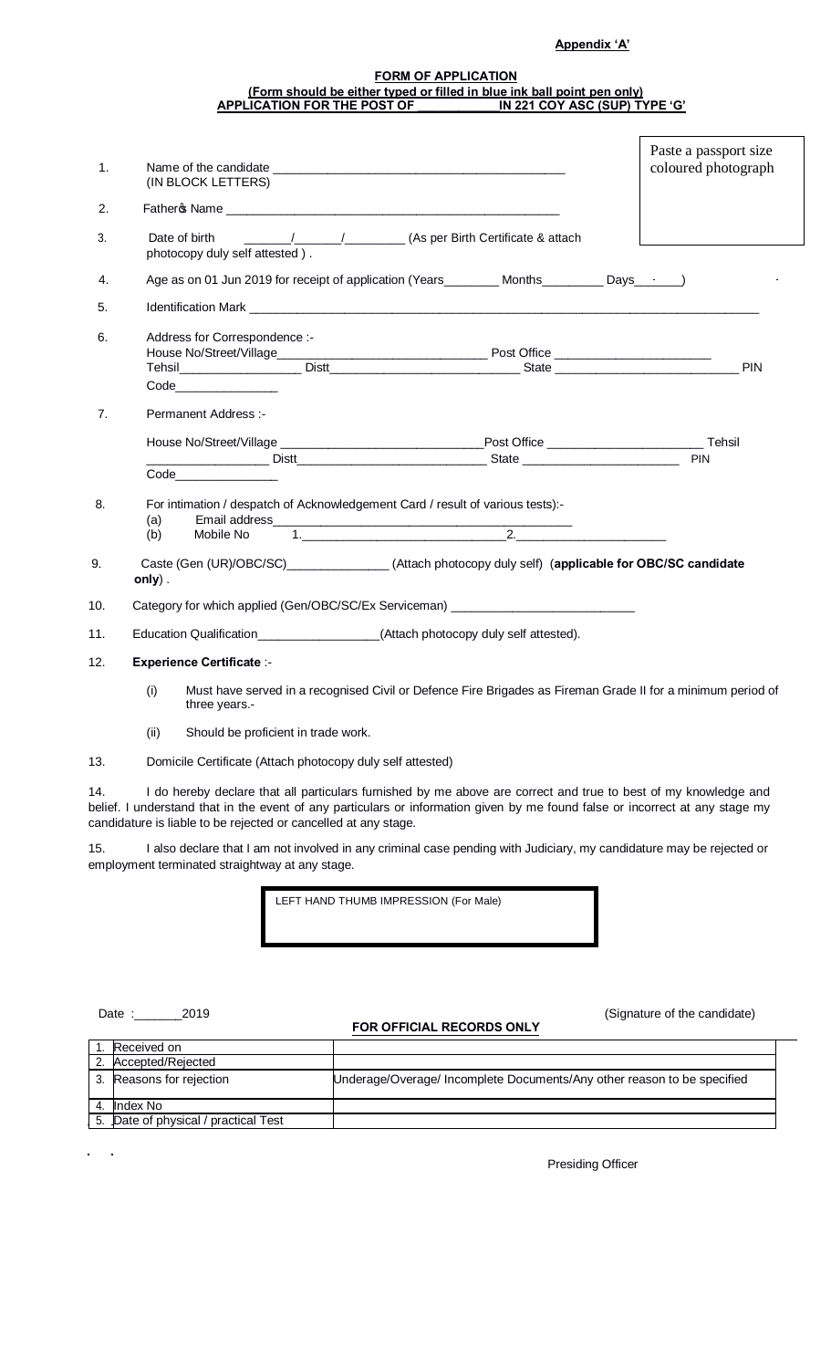**Appendix 'A'**

**FORM OF APPLICATION**
**(Form should be either typed or filled in blue ink ball point pen only)**
**APPLICATION FOR THE POST OF ___________ IN 221 COY ASC (SUP) TYPE 'G'**

Paste a passport size coloured photograph

1. Name of the candidate ________________________________________
   (IN BLOCK LETTERS)

2. Father's Name ________________________________________________

3. Date of birth _______/_______/_________ (As per Birth Certificate & attach photocopy duly self attested ) .

4. Age as on 01 Jun 2019 for receipt of application (Years________ Months_________ Days______)

5. Identification Mark ________________________________________________________________________

6. Address for Correspondence :-
   House No/Street/Village_____________________________ Post Office ______________________
   Tehsil_________________ Distt___________________________ State ___________________________ PIN Code_______________

7. Permanent Address :-
   House No/Street/Village _____________________________Post Office ______________________ Tehsil _________________ Distt___________________________ State _______________________ PIN Code_______________

8. For intimation / despatch of Acknowledgement Card / result of various tests):-
   (a) Email address_________________________________________
   (b) Mobile No 1.___________________________ 2.______________________

9. Caste (Gen (UR)/OBC/SC)______________ (Attach photocopy duly self) (**applicable for OBC/SC candidate only**) .

10. Category for which applied (Gen/OBC/SC/Ex Serviceman) __________________________

11. Education Qualification_________________(Attach photocopy duly self attested).

12. **Experience Certificate** :-
    (i) Must have served in a recognised Civil or Defence Fire Brigades as Fireman Grade II for a minimum period of three years.-
    (ii) Should be proficient in trade work.

13. Domicile Certificate (Attach photocopy duly self attested)

14. I do hereby declare that all particulars furnished by me above are correct and true to best of my knowledge and belief. I understand that in the event of any particulars or information given by me found false or incorrect at any stage my candidature is liable to be rejected or cancelled at any stage.

15. I also declare that I am not involved in any criminal case pending with Judiciary, my candidature may be rejected or employment terminated straightway at any stage.

LEFT HAND THUMB IMPRESSION (For Male)

Date :_______2019

(Signature of the candidate)

**FOR OFFICIAL RECORDS ONLY**

| | |
|---|---|
| 1. Received on | |
| 2. Accepted/Rejected | |
| 3. Reasons for rejection | Underage/Overage/ Incomplete Documents/Any other reason to be specified |
| 4. Index No | |
| 5. Date of physical / practical Test | |

Presiding Officer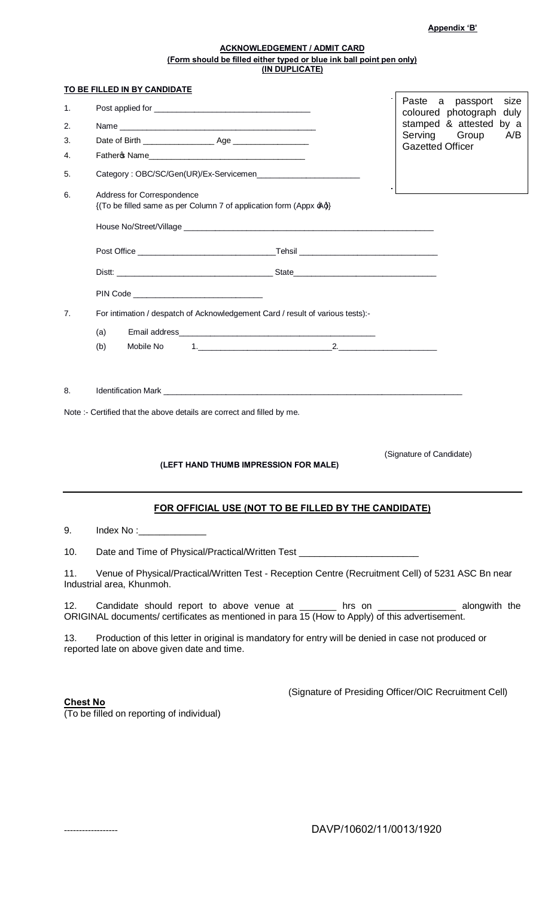**Appendix 'B'**

**ACKNOWLEDGEMENT / ADMIT CARD**
**(Form should be filled either typed or blue ink ball point pen only)**
**(IN DUPLICATE)**

**TO BE FILLED IN BY CANDIDATE**

Paste a passport size coloured photograph duly stamped & attested by a Serving Group A/B Gazetted Officer

1. Post applied for ________________________________
2. Name ____________________________________________
3. Date of Birth ________________ Age ________________
4. Father's Name__________________________________
5. Category : OBC/SC/Gen(UR)/Ex-Servicemen______________________
6. Address for Correspondence
   {(To be filled same as per Column 7 of application form (Appx 'A')}

   House No/Street/Village ________________________________________________________

   Post Office ______________________________Tehsil ______________________________

   Distt: __________________________________ State_______________________________

   PIN Code ____________________________

7. For intimation / despatch of Acknowledgement Card / result of various tests):-

   (a) Email address___________________________________________

   (b) Mobile No 1.____________________________2.______________________

8. Identification Mark ____________________________________________________________________

Note :- Certified that the above details are correct and filled by me.

(Signature of Candidate)

**(LEFT HAND THUMB IMPRESSION FOR MALE)**

---

**FOR OFFICIAL USE (NOT TO BE FILLED BY THE CANDIDATE)**

9. Index No :_____________

10. Date and Time of Physical/Practical/Written Test ______________________

11. Venue of Physical/Practical/Written Test - Reception Centre (Recruitment Cell) of 5231 ASC Bn near Industrial area, Khunmoh.

12. Candidate should report to above venue at _______ hrs on ______________ alongwith the ORIGINAL documents/ certificates as mentioned in para 15 (How to Apply) of this advertisement.

13. Production of this letter in original is mandatory for entry will be denied in case not produced or reported late on above given date and time.

(Signature of Presiding Officer/OIC Recruitment Cell)

**Chest No**
(To be filled on reporting of individual)

------------------

DAVP/10602/11/0013/1920